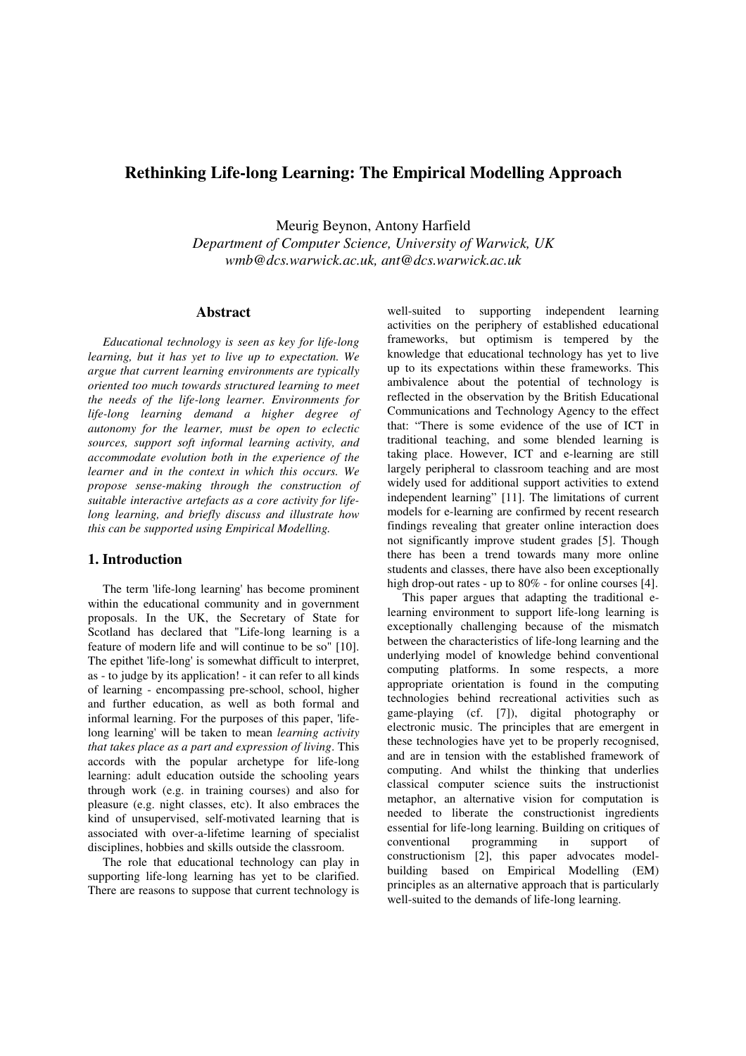# Rethinking Life-long Learning: The Empirical Modelling Approach

Meurig Beynon, Antony Harfield
*Department of Computer Science, University of Warwick, UK*
*wmb@dcs.warwick.ac.uk, ant@dcs.warwick.ac.uk*

## Abstract

*Educational technology is seen as key for life-long learning, but it has yet to live up to expectation. We argue that current learning environments are typically oriented too much towards structured learning to meet the needs of the life-long learner. Environments for life-long learning demand a higher degree of autonomy for the learner, must be open to eclectic sources, support soft informal learning activity, and accommodate evolution both in the experience of the learner and in the context in which this occurs. We propose sense-making through the construction of suitable interactive artefacts as a core activity for life-long learning, and briefly discuss and illustrate how this can be supported using Empirical Modelling.*

## 1. Introduction

The term 'life-long learning' has become prominent within the educational community and in government proposals. In the UK, the Secretary of State for Scotland has declared that "Life-long learning is a feature of modern life and will continue to be so" [10]. The epithet 'life-long' is somewhat difficult to interpret, as - to judge by its application! - it can refer to all kinds of learning - encompassing pre-school, school, higher and further education, as well as both formal and informal learning. For the purposes of this paper, 'life-long learning' will be taken to mean *learning activity that takes place as a part and expression of living*. This accords with the popular archetype for life-long learning: adult education outside the schooling years through work (e.g. in training courses) and also for pleasure (e.g. night classes, etc). It also embraces the kind of unsupervised, self-motivated learning that is associated with over-a-lifetime learning of specialist disciplines, hobbies and skills outside the classroom.

The role that educational technology can play in supporting life-long learning has yet to be clarified. There are reasons to suppose that current technology is well-suited to supporting independent learning activities on the periphery of established educational frameworks, but optimism is tempered by the knowledge that educational technology has yet to live up to its expectations within these frameworks. This ambivalence about the potential of technology is reflected in the observation by the British Educational Communications and Technology Agency to the effect that: "There is some evidence of the use of ICT in traditional teaching, and some blended learning is taking place. However, ICT and e-learning are still largely peripheral to classroom teaching and are most widely used for additional support activities to extend independent learning" [11]. The limitations of current models for e-learning are confirmed by recent research findings revealing that greater online interaction does not significantly improve student grades [5]. Though there has been a trend towards many more online students and classes, there have also been exceptionally high drop-out rates - up to 80% - for online courses [4].

This paper argues that adapting the traditional e-learning environment to support life-long learning is exceptionally challenging because of the mismatch between the characteristics of life-long learning and the underlying model of knowledge behind conventional computing platforms. In some respects, a more appropriate orientation is found in the computing technologies behind recreational activities such as game-playing (cf. [7]), digital photography or electronic music. The principles that are emergent in these technologies have yet to be properly recognised, and are in tension with the established framework of computing. And whilst the thinking that underlies classical computer science suits the instructionist metaphor, an alternative vision for computation is needed to liberate the constructionist ingredients essential for life-long learning. Building on critiques of conventional programming in support of constructionism [2], this paper advocates model-building based on Empirical Modelling (EM) principles as an alternative approach that is particularly well-suited to the demands of life-long learning.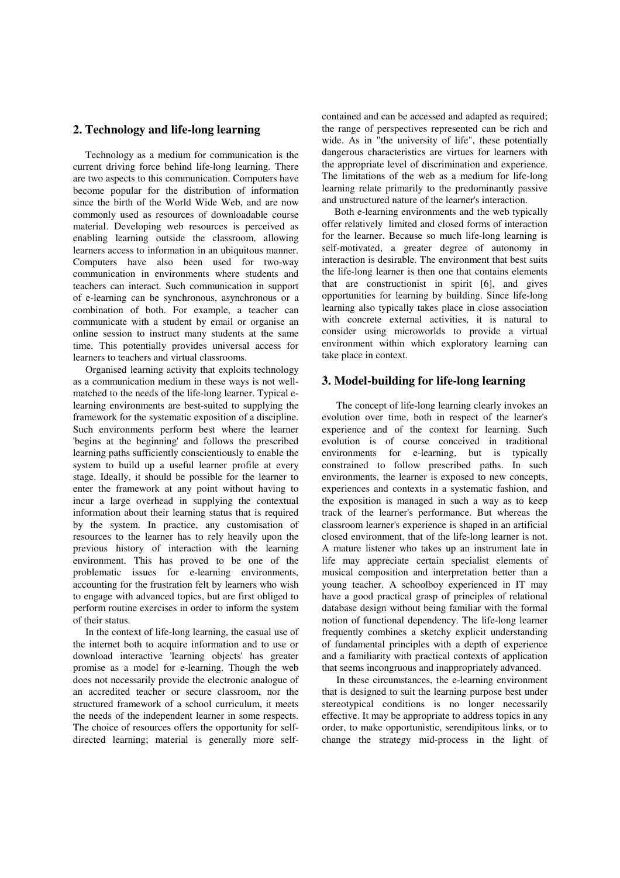## 2. Technology and life-long learning

Technology as a medium for communication is the current driving force behind life-long learning. There are two aspects to this communication. Computers have become popular for the distribution of information since the birth of the World Wide Web, and are now commonly used as resources of downloadable course material. Developing web resources is perceived as enabling learning outside the classroom, allowing learners access to information in an ubiquitous manner. Computers have also been used for two-way communication in environments where students and teachers can interact. Such communication in support of e-learning can be synchronous, asynchronous or a combination of both. For example, a teacher can communicate with a student by email or organise an online session to instruct many students at the same time. This potentially provides universal access for learners to teachers and virtual classrooms.

Organised learning activity that exploits technology as a communication medium in these ways is not well-matched to the needs of the life-long learner. Typical e-learning environments are best-suited to supplying the framework for the systematic exposition of a discipline. Such environments perform best where the learner 'begins at the beginning' and follows the prescribed learning paths sufficiently conscientiously to enable the system to build up a useful learner profile at every stage. Ideally, it should be possible for the learner to enter the framework at any point without having to incur a large overhead in supplying the contextual information about their learning status that is required by the system. In practice, any customisation of resources to the learner has to rely heavily upon the previous history of interaction with the learning environment. This has proved to be one of the problematic issues for e-learning environments, accounting for the frustration felt by learners who wish to engage with advanced topics, but are first obliged to perform routine exercises in order to inform the system of their status.

In the context of life-long learning, the casual use of the internet both to acquire information and to use or download interactive 'learning objects' has greater promise as a model for e-learning. Though the web does not necessarily provide the electronic analogue of an accredited teacher or secure classroom, nor the structured framework of a school curriculum, it meets the needs of the independent learner in some respects. The choice of resources offers the opportunity for self-directed learning; material is generally more self-contained and can be accessed and adapted as required; the range of perspectives represented can be rich and wide. As in "the university of life", these potentially dangerous characteristics are virtues for learners with the appropriate level of discrimination and experience. The limitations of the web as a medium for life-long learning relate primarily to the predominantly passive and unstructured nature of the learner's interaction.

Both e-learning environments and the web typically offer relatively limited and closed forms of interaction for the learner. Because so much life-long learning is self-motivated, a greater degree of autonomy in interaction is desirable. The environment that best suits the life-long learner is then one that contains elements that are constructionist in spirit [6], and gives opportunities for learning by building. Since life-long learning also typically takes place in close association with concrete external activities, it is natural to consider using microworlds to provide a virtual environment within which exploratory learning can take place in context.

## 3. Model-building for life-long learning

The concept of life-long learning clearly invokes an evolution over time, both in respect of the learner's experience and of the context for learning. Such evolution is of course conceived in traditional environments for e-learning, but is typically constrained to follow prescribed paths. In such environments, the learner is exposed to new concepts, experiences and contexts in a systematic fashion, and the exposition is managed in such a way as to keep track of the learner's performance. But whereas the classroom learner's experience is shaped in an artificial closed environment, that of the life-long learner is not. A mature listener who takes up an instrument late in life may appreciate certain specialist elements of musical composition and interpretation better than a young teacher. A schoolboy experienced in IT may have a good practical grasp of principles of relational database design without being familiar with the formal notion of functional dependency. The life-long learner frequently combines a sketchy explicit understanding of fundamental principles with a depth of experience and a familiarity with practical contexts of application that seems incongruous and inappropriately advanced.

In these circumstances, the e-learning environment that is designed to suit the learning purpose best under stereotypical conditions is no longer necessarily effective. It may be appropriate to address topics in any order, to make opportunistic, serendipitous links, or to change the strategy mid-process in the light of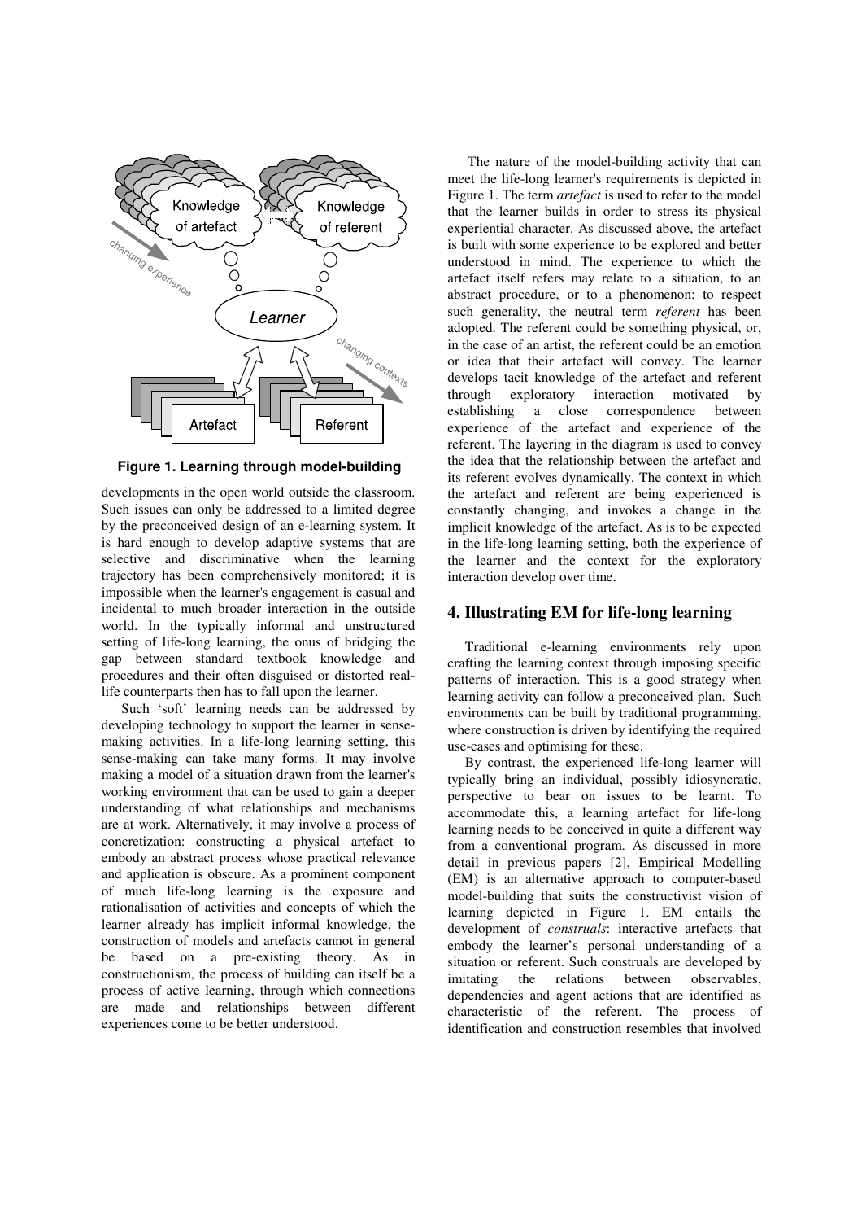**Figure 1. Learning through model-building**

developments in the open world outside the classroom. Such issues can only be addressed to a limited degree by the preconceived design of an e-learning system. It is hard enough to develop adaptive systems that are selective and discriminative when the learning trajectory has been comprehensively monitored; it is impossible when the learner's engagement is casual and incidental to much broader interaction in the outside world. In the typically informal and unstructured setting of life-long learning, the onus of bridging the gap between standard textbook knowledge and procedures and their often disguised or distorted real-life counterparts then has to fall upon the learner.

Such 'soft' learning needs can be addressed by developing technology to support the learner in sense-making activities. In a life-long learning setting, this sense-making can take many forms. It may involve making a model of a situation drawn from the learner's working environment that can be used to gain a deeper understanding of what relationships and mechanisms are at work. Alternatively, it may involve a process of concretization: constructing a physical artefact to embody an abstract process whose practical relevance and application is obscure. As a prominent component of much life-long learning is the exposure and rationalisation of activities and concepts of which the learner already has implicit informal knowledge, the construction of models and artefacts cannot in general be based on a pre-existing theory. As in constructionism, the process of building can itself be a process of active learning, through which connections are made and relationships between different experiences come to be better understood.

The nature of the model-building activity that can meet the life-long learner's requirements is depicted in Figure 1. The term *artefact* is used to refer to the model that the learner builds in order to stress its physical experiential character. As discussed above, the artefact is built with some experience to be explored and better understood in mind. The experience to which the artefact itself refers may relate to a situation, to an abstract procedure, or to a phenomenon: to respect such generality, the neutral term *referent* has been adopted. The referent could be something physical, or, in the case of an artist, the referent could be an emotion or idea that their artefact will convey. The learner develops tacit knowledge of the artefact and referent through exploratory interaction motivated by establishing a close correspondence between experience of the artefact and experience of the referent. The layering in the diagram is used to convey the idea that the relationship between the artefact and its referent evolves dynamically. The context in which the artefact and referent are being experienced is constantly changing, and invokes a change in the implicit knowledge of the artefact. As is to be expected in the life-long learning setting, both the experience of the learner and the context for the exploratory interaction develop over time.

## 4. Illustrating EM for life-long learning

Traditional e-learning environments rely upon crafting the learning context through imposing specific patterns of interaction. This is a good strategy when learning activity can follow a preconceived plan. Such environments can be built by traditional programming, where construction is driven by identifying the required use-cases and optimising for these.

By contrast, the experienced life-long learner will typically bring an individual, possibly idiosyncratic, perspective to bear on issues to be learnt. To accommodate this, a learning artefact for life-long learning needs to be conceived in quite a different way from a conventional program. As discussed in more detail in previous papers [2], Empirical Modelling (EM) is an alternative approach to computer-based model-building that suits the constructivist vision of learning depicted in Figure 1. EM entails the development of *construals*: interactive artefacts that embody the learner's personal understanding of a situation or referent. Such construals are developed by imitating the relations between observables, dependencies and agent actions that are identified as characteristic of the referent. The process of identification and construction resembles that involved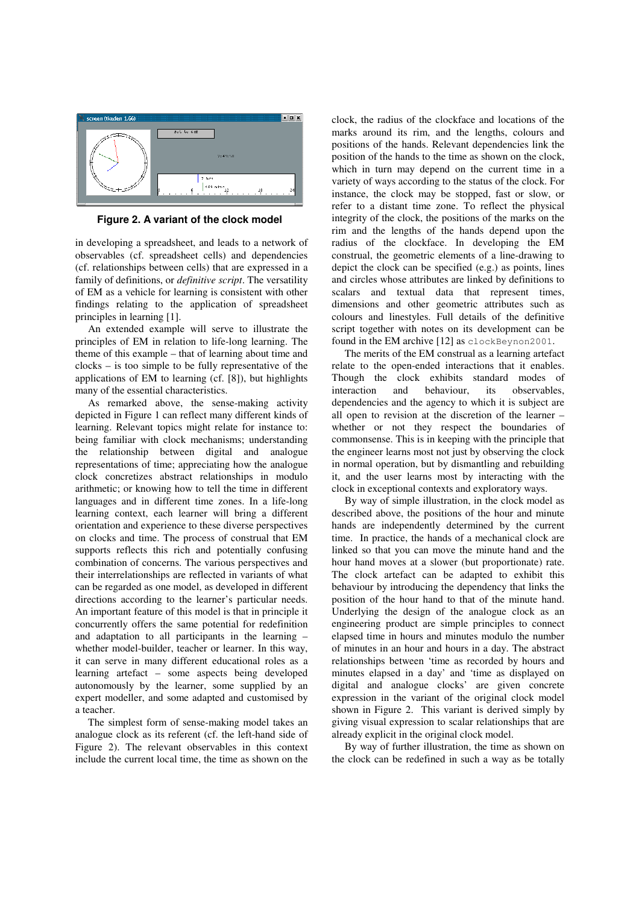**Figure 2. A variant of the clock model**

in developing a spreadsheet, and leads to a network of observables (cf. spreadsheet cells) and dependencies (cf. relationships between cells) that are expressed in a family of definitions, or *definitive script*. The versatility of EM as a vehicle for learning is consistent with other findings relating to the application of spreadsheet principles in learning [1].

An extended example will serve to illustrate the principles of EM in relation to life-long learning. The theme of this example – that of learning about time and clocks – is too simple to be fully representative of the applications of EM to learning (cf. [8]), but highlights many of the essential characteristics.

As remarked above, the sense-making activity depicted in Figure 1 can reflect many different kinds of learning. Relevant topics might relate for instance to: being familiar with clock mechanisms; understanding the relationship between digital and analogue representations of time; appreciating how the analogue clock concretizes abstract relationships in modulo arithmetic; or knowing how to tell the time in different languages and in different time zones. In a life-long learning context, each learner will bring a different orientation and experience to these diverse perspectives on clocks and time. The process of construal that EM supports reflects this rich and potentially confusing combination of concerns. The various perspectives and their interrelationships are reflected in variants of what can be regarded as one model, as developed in different directions according to the learner's particular needs. An important feature of this model is that in principle it concurrently offers the same potential for redefinition and adaptation to all participants in the learning – whether model-builder, teacher or learner. In this way, it can serve in many different educational roles as a learning artefact – some aspects being developed autonomously by the learner, some supplied by an expert modeller, and some adapted and customised by a teacher.

The simplest form of sense-making model takes an analogue clock as its referent (cf. the left-hand side of Figure 2). The relevant observables in this context include the current local time, the time as shown on the clock, the radius of the clockface and locations of the marks around its rim, and the lengths, colours and positions of the hands. Relevant dependencies link the position of the hands to the time as shown on the clock, which in turn may depend on the current time in a variety of ways according to the status of the clock. For instance, the clock may be stopped, fast or slow, or refer to a distant time zone. To reflect the physical integrity of the clock, the positions of the marks on the rim and the lengths of the hands depend upon the radius of the clockface. In developing the EM construal, the geometric elements of a line-drawing to depict the clock can be specified (e.g.) as points, lines and circles whose attributes are linked by definitions to scalars and textual data that represent times, dimensions and other geometric attributes such as colours and linestyles. Full details of the definitive script together with notes on its development can be found in the EM archive [12] as `clockBeynon2001`.

The merits of the EM construal as a learning artefact relate to the open-ended interactions that it enables. Though the clock exhibits standard modes of interaction and behaviour, its observables, dependencies and the agency to which it is subject are all open to revision at the discretion of the learner – whether or not they respect the boundaries of commonsense. This is in keeping with the principle that the engineer learns most not just by observing the clock in normal operation, but by dismantling and rebuilding it, and the user learns most by interacting with the clock in exceptional contexts and exploratory ways.

By way of simple illustration, in the clock model as described above, the positions of the hour and minute hands are independently determined by the current time. In practice, the hands of a mechanical clock are linked so that you can move the minute hand and the hour hand moves at a slower (but proportionate) rate. The clock artefact can be adapted to exhibit this behaviour by introducing the dependency that links the position of the hour hand to that of the minute hand. Underlying the design of the analogue clock as an engineering product are simple principles to connect elapsed time in hours and minutes modulo the number of minutes in an hour and hours in a day. The abstract relationships between 'time as recorded by hours and minutes elapsed in a day' and 'time as displayed on digital and analogue clocks' are given concrete expression in the variant of the original clock model shown in Figure 2. This variant is derived simply by giving visual expression to scalar relationships that are already explicit in the original clock model.

By way of further illustration, the time as shown on the clock can be redefined in such a way as be totally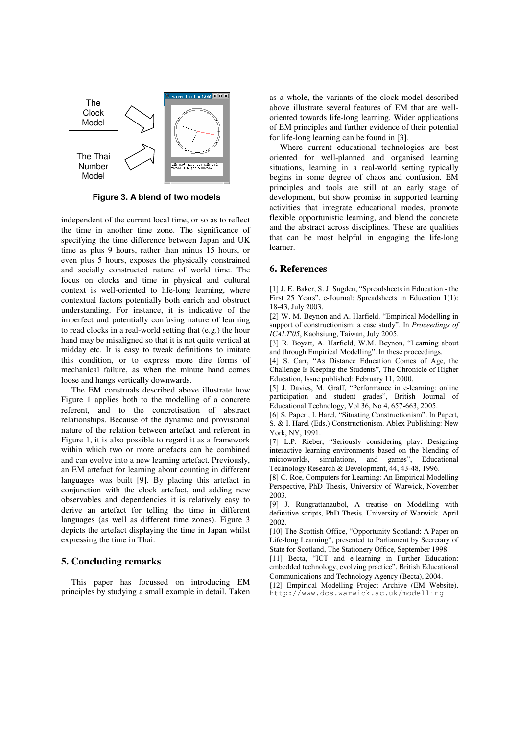The Clock Model

The Thai Number Model

**Figure 3. A blend of two models**

independent of the current local time, or so as to reflect the time in another time zone. The significance of specifying the time difference between Japan and UK time as plus 9 hours, rather than minus 15 hours, or even plus 5 hours, exposes the physically constrained and socially constructed nature of world time. The focus on clocks and time in physical and cultural context is well-oriented to life-long learning, where contextual factors potentially both enrich and obstruct understanding. For instance, it is indicative of the imperfect and potentially confusing nature of learning to read clocks in a real-world setting that (e.g.) the hour hand may be misaligned so that it is not quite vertical at midday etc. It is easy to tweak definitions to imitate this condition, or to express more dire forms of mechanical failure, as when the minute hand comes loose and hangs vertically downwards.

The EM construals described above illustrate how Figure 1 applies both to the modelling of a concrete referent, and to the concretisation of abstract relationships. Because of the dynamic and provisional nature of the relation between artefact and referent in Figure 1, it is also possible to regard it as a framework within which two or more artefacts can be combined and can evolve into a new learning artefact. Previously, an EM artefact for learning about counting in different languages was built [9]. By placing this artefact in conjunction with the clock artefact, and adding new observables and dependencies it is relatively easy to derive an artefact for telling the time in different languages (as well as different time zones). Figure 3 depicts the artefact displaying the time in Japan whilst expressing the time in Thai.

## 5. Concluding remarks

This paper has focussed on introducing EM principles by studying a small example in detail. Taken as a whole, the variants of the clock model described above illustrate several features of EM that are well-oriented towards life-long learning. Wider applications of EM principles and further evidence of their potential for life-long learning can be found in [3].

Where current educational technologies are best oriented for well-planned and organised learning situations, learning in a real-world setting typically begins in some degree of chaos and confusion. EM principles and tools are still at an early stage of development, but show promise in supported learning activities that integrate educational modes, promote flexible opportunistic learning, and blend the concrete and the abstract across disciplines. These are qualities that can be most helpful in engaging the life-long learner.

## 6. References

[1] J. E. Baker, S. J. Sugden, "Spreadsheets in Education - the First 25 Years", e-Journal: Spreadsheets in Education **1**(1): 18-43, July 2003.

[2] W. M. Beynon and A. Harfield. "Empirical Modelling in support of constructionism: a case study". In *Proceedings of ICALT'05*, Kaohsiung, Taiwan, July 2005.

[3] R. Boyatt, A. Harfield, W.M. Beynon, "Learning about and through Empirical Modelling". In these proceedings.

[4] S. Carr, "As Distance Education Comes of Age, the Challenge Is Keeping the Students", The Chronicle of Higher Education, Issue published: February 11, 2000.

[5] J. Davies, M. Graff, "Performance in e-learning: online participation and student grades", British Journal of Educational Technology, Vol 36, No 4, 657-663, 2005.

[6] S. Papert, I. Harel, "Situating Constructionism". In Papert, S. & I. Harel (Eds.) Constructionism. Ablex Publishing: New York, NY, 1991.

[7] L.P. Rieber, "Seriously considering play: Designing interactive learning environments based on the blending of microworlds, simulations, and games", Educational Technology Research & Development, 44, 43-48, 1996.

[8] C. Roe, Computers for Learning: An Empirical Modelling Perspective, PhD Thesis, University of Warwick, November 2003.

[9] J. Rungrattanaubol, A treatise on Modelling with definitive scripts, PhD Thesis, University of Warwick, April 2002.

[10] The Scottish Office, "Opportunity Scotland: A Paper on Life-long Learning", presented to Parliament by Secretary of State for Scotland, The Stationery Office, September 1998.

[11] Becta, "ICT and e-learning in Further Education: embedded technology, evolving practice", British Educational Communications and Technology Agency (Becta), 2004.

[12] Empirical Modelling Project Archive (EM Website), http://www.dcs.warwick.ac.uk/modelling